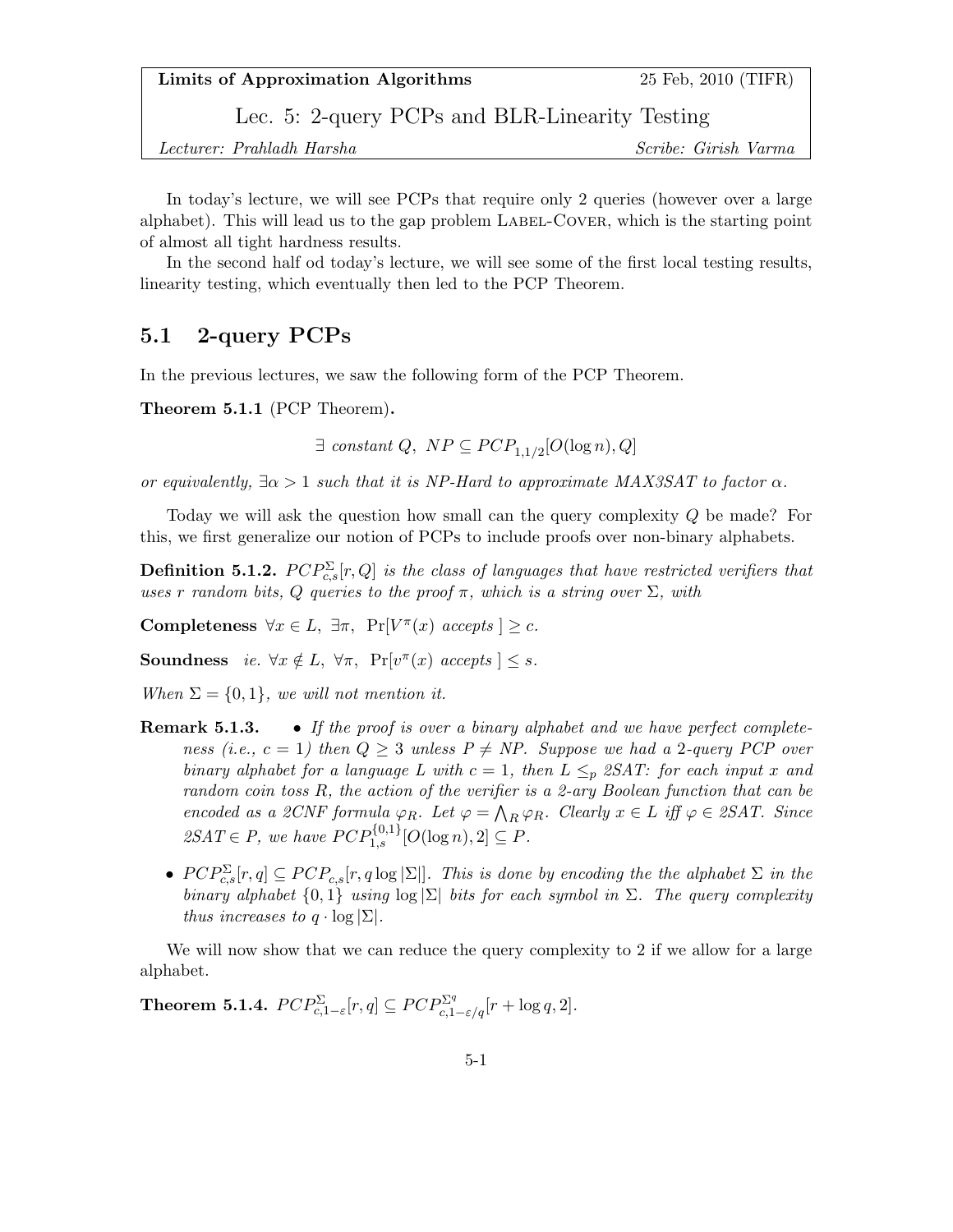| **Limits of Approximation Algorithms** | 25 Feb, 2010 (TIFR) |
|---|---|
| Lec. 5: 2-query PCPs and BLR-Linearity Testing | |
| *Lecturer: Prahladh Harsha* | *Scribe: Girish Varma* |

In today's lecture, we will see PCPs that require only 2 queries (however over a large alphabet). This will lead us to the gap problem Label-Cover, which is the starting point of almost all tight hardness results.

In the second half od today's lecture, we will see some of the first local testing results, linearity testing, which eventually then led to the PCP Theorem.

## 5.1 2-query PCPs

In the previous lectures, we saw the following form of the PCP Theorem.

**Theorem 5.1.1** (PCP Theorem)**.**

$$\exists \text{ constant } Q,\ NP \subseteq PCP_{1,1/2}[O(\log n), Q]$$

*or equivalently, $\exists \alpha > 1$ such that it is NP-Hard to approximate MAX3SAT to factor $\alpha$.*

Today we will ask the question how small can the query complexity $Q$ be made? For this, we first generalize our notion of PCPs to include proofs over non-binary alphabets.

**Definition 5.1.2.** *$PCP^{\Sigma}_{c,s}[r, Q]$ is the class of languages that have restricted verifiers that uses $r$ random bits, $Q$ queries to the proof $\pi$, which is a string over $\Sigma$, with*

**Completeness** $\forall x \in L,\ \exists \pi,\ \Pr[V^{\pi}(x) \text{ accepts }] \geq c$.

**Soundness** *ie.* $\forall x \notin L,\ \forall \pi,\ \Pr[v^{\pi}(x) \text{ accepts }] \leq s$.

*When $\Sigma = \{0, 1\}$, we will not mention it.*

**Remark 5.1.3.**

- *If the proof is over a binary alphabet and we have perfect completeness (i.e., $c = 1$) then $Q \geq 3$ unless $P \neq NP$. Suppose we had a 2-query PCP over binary alphabet for a language $L$ with $c = 1$, then $L \leq_p$ 2SAT: for each input $x$ and random coin toss $R$, the action of the verifier is a 2-ary Boolean function that can be encoded as a 2CNF formula $\varphi_R$. Let $\varphi = \bigwedge_R \varphi_R$. Clearly $x \in L$ iff $\varphi \in$ 2SAT. Since 2SAT $\in P$, we have $PCP^{\{0,1\}}_{1,s}[O(\log n), 2] \subseteq P$.*
- *$PCP^{\Sigma}_{c,s}[r, q] \subseteq PCP_{c,s}[r, q \log |\Sigma|]$. This is done by encoding the the alphabet $\Sigma$ in the binary alphabet $\{0, 1\}$ using $\log |\Sigma|$ bits for each symbol in $\Sigma$. The query complexity thus increases to $q \cdot \log |\Sigma|$.*

We will now show that we can reduce the query complexity to 2 if we allow for a large alphabet.

**Theorem 5.1.4.** $PCP^{\Sigma}_{c,1-\varepsilon}[r, q] \subseteq PCP^{\Sigma^q}_{c,1-\varepsilon/q}[r + \log q, 2]$.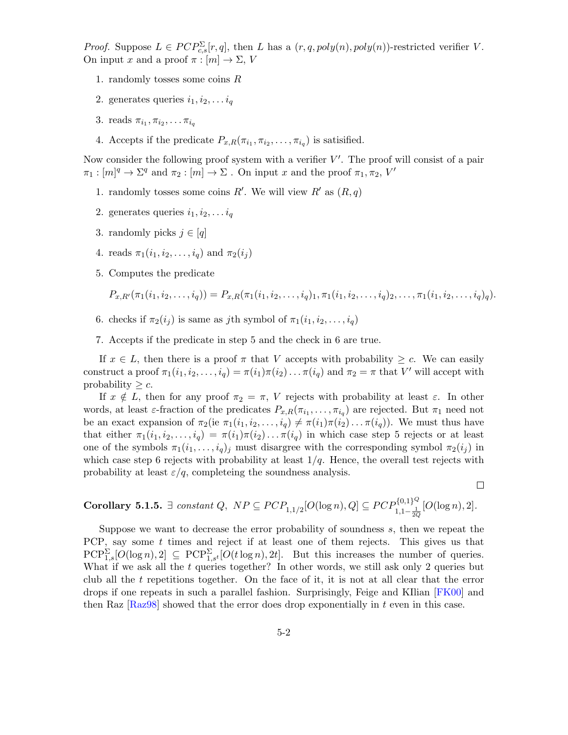*Proof.* Suppose $L \in PCP^{\Sigma}_{c,s}[r, q]$, then $L$ has a $(r, q, poly(n), poly(n))$-restricted verifier $V$. On input $x$ and a proof $\pi : [m] \to \Sigma$, $V$

1. randomly tosses some coins $R$
2. generates queries $i_1, i_2, \ldots i_q$
3. reads $\pi_{i_1}, \pi_{i_2}, \ldots \pi_{i_q}$
4. Accepts if the predicate $P_{x,R}(\pi_{i_1}, \pi_{i_2}, \ldots, \pi_{i_q})$ is satisified.

Now consider the following proof system with a verifier $V'$. The proof will consist of a pair $\pi_1 : [m]^q \to \Sigma^q$ and $\pi_2 : [m] \to \Sigma$ . On input $x$ and the proof $\pi_1, \pi_2$, $V'$

1. randomly tosses some coins $R'$. We will view $R'$ as $(R, q)$
2. generates queries $i_1, i_2, \ldots i_q$
3. randomly picks $j \in [q]$
4. reads $\pi_1(i_1, i_2, \ldots, i_q)$ and $\pi_2(i_j)$
5. Computes the predicate

   $$P_{x,R'}(\pi_1(i_1, i_2, \ldots, i_q)) = P_{x,R}(\pi_1(i_1, i_2, \ldots, i_q)_1, \pi_1(i_1, i_2, \ldots, i_q)_2, \ldots, \pi_1(i_1, i_2, \ldots, i_q)_q).$$

6. checks if $\pi_2(i_j)$ is same as $j$th symbol of $\pi_1(i_1, i_2, \ldots, i_q)$
7. Accepts if the predicate in step 5 and the check in 6 are true.

If $x \in L$, then there is a proof $\pi$ that $V$ accepts with probability $\geq c$. We can easily construct a proof $\pi_1(i_1, i_2, \ldots, i_q) = \pi(i_1)\pi(i_2)\ldots\pi(i_q)$ and $\pi_2 = \pi$ that $V'$ will accept with probability $\geq c$.

If $x \notin L$, then for any proof $\pi_2 = \pi$, $V$ rejects with probability at least $\varepsilon$. In other words, at least $\varepsilon$-fraction of the predicates $P_{x,R}(\pi_{i_1}, \ldots, \pi_{i_q})$ are rejected. But $\pi_1$ need not be an exact expansion of $\pi_2$(ie $\pi_1(i_1, i_2, \ldots, i_q) \neq \pi(i_1)\pi(i_2)\ldots\pi(i_q)$). We must thus have that either $\pi_1(i_1, i_2, \ldots, i_q) = \pi(i_1)\pi(i_2)\ldots\pi(i_q)$ in which case step 5 rejects or at least one of the symbols $\pi_1(i_1, \ldots, i_q)_j$ must disargree with the corresponding symbol $\pi_2(i_j)$ in which case step 6 rejects with probability at least $1/q$. Hence, the overall test rejects with probability at least $\varepsilon/q$, completeing the soundness analysis. ∎

**Corollary 5.1.5.** *$\exists$ constant $Q$, $NP \subseteq PCP_{1,1/2}[O(\log n), Q] \subseteq PCP^{\{0,1\}^Q}_{1,1-\frac{1}{2Q}}[O(\log n), 2]$.*

Suppose we want to decrease the error probability of soundness $s$, then we repeat the PCP, say some $t$ times and reject if at least one of them rejects. This gives us that $\text{PCP}^{\Sigma}_{1,s}[O(\log n), 2] \subseteq \text{PCP}^{\Sigma}_{1,s^t}[O(t \log n), 2t]$. But this increases the number of queries. What if we ask all the $t$ queries together? In other words, we still ask only 2 queries but club all the $t$ repetitions together. On the face of it, it is not at all clear that the error drops if one repeats in such a parallel fashion. Surprisingly, Feige and KIlian [FK00] and then Raz [Raz98] showed that the error does drop exponentially in $t$ even in this case.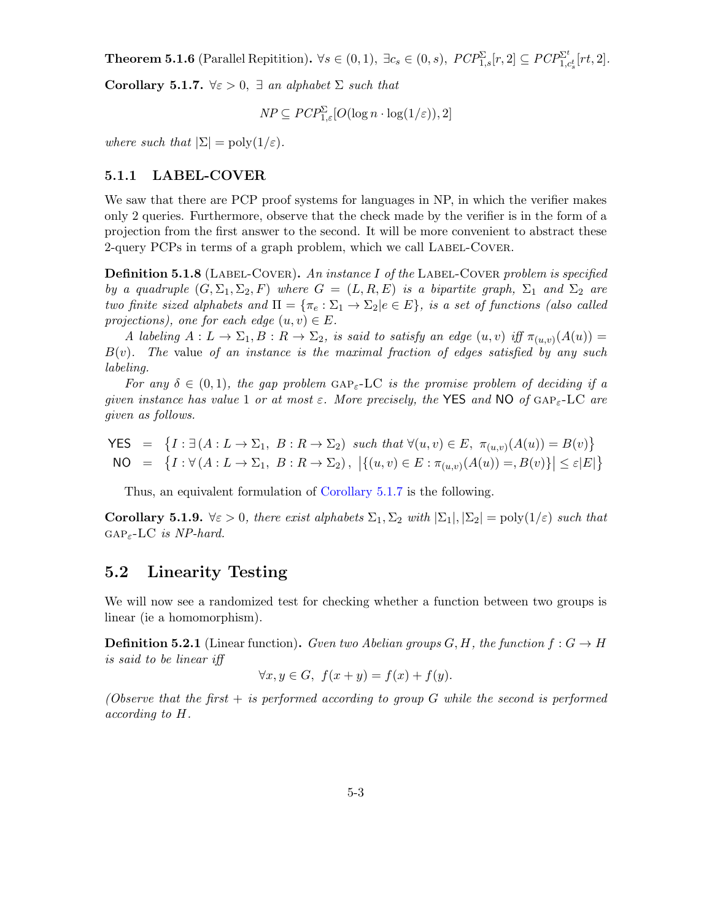**Theorem 5.1.6** (Parallel Repitition)**.** $\forall s \in (0,1),\ \exists c_s \in (0,s),\ PCP_{1,s}^{\Sigma}[r,2] \subseteq PCP_{1,c_s^t}^{\Sigma^t}[rt,2]$.

**Corollary 5.1.7.** *$\forall \varepsilon > 0,\ \exists$ an alphabet $\Sigma$ such that*

$$NP \subseteq PCP_{1,\varepsilon}^{\Sigma}[O(\log n \cdot \log(1/\varepsilon)), 2]$$

*where such that $|\Sigma| = \text{poly}(1/\varepsilon)$.*

### 5.1.1 LABEL-COVER

We saw that there are PCP proof systems for languages in NP, in which the verifier makes only 2 queries. Furthermore, observe that the check made by the verifier is in the form of a projection from the first answer to the second. It will be more convenient to abstract these 2-query PCPs in terms of a graph problem, which we call LABEL-COVER.

**Definition 5.1.8** (LABEL-COVER)**.** *An instance $I$ of the* LABEL-COVER *problem is specified by a quadruple $(G, \Sigma_1, \Sigma_2, F)$ where $G = (L, R, E)$ is a bipartite graph, $\Sigma_1$ and $\Sigma_2$ are two finite sized alphabets and $\Pi = \{\pi_e : \Sigma_1 \to \Sigma_2 | e \in E\}$, is a set of functions (also called projections), one for each edge $(u,v) \in E$.*

*A labeling $A : L \to \Sigma_1, B : R \to \Sigma_2$, is said to satisfy an edge $(u,v)$ iff $\pi_{(u,v)}(A(u)) = B(v)$. The* value *of an instance is the maximal fraction of edges satisfied by any such labeling.*

*For any $\delta \in (0,1)$, the gap problem $\text{GAP}_\varepsilon$-LC is the promise problem of deciding if a given instance has value 1 or at most $\varepsilon$. More precisely, the* YES *and* NO *of $\text{GAP}_\varepsilon$-LC are given as follows.*

$$\begin{aligned}
\mathsf{YES} &= \left\{ I : \exists\, (A : L \to \Sigma_1,\ B : R \to \Sigma_2) \text{ such that } \forall (u,v) \in E,\ \pi_{(u,v)}(A(u)) = B(v) \right\} \\
\mathsf{NO} &= \left\{ I : \forall\, (A : L \to \Sigma_1,\ B : R \to \Sigma_2),\ \left| \{(u,v) \in E : \pi_{(u,v)}(A(u)) =, B(v)\} \right| \le \varepsilon |E| \right\}
\end{aligned}$$

Thus, an equivalent formulation of Corollary 5.1.7 is the following.

**Corollary 5.1.9.** *$\forall \varepsilon > 0$, there exist alphabets $\Sigma_1, \Sigma_2$ with $|\Sigma_1|, |\Sigma_2| = \text{poly}(1/\varepsilon)$ such that $\text{GAP}_\varepsilon$-LC is NP-hard.*

## 5.2 Linearity Testing

We will now see a randomized test for checking whether a function between two groups is linear (ie a homomorphism).

**Definition 5.2.1** (Linear function)**.** *Gven two Abelian groups $G, H$, the function $f : G \to H$ is said to be linear iff*

$$\forall x, y \in G,\ f(x+y) = f(x) + f(y).$$

*(Observe that the first + is performed according to group $G$ while the second is performed according to $H$.*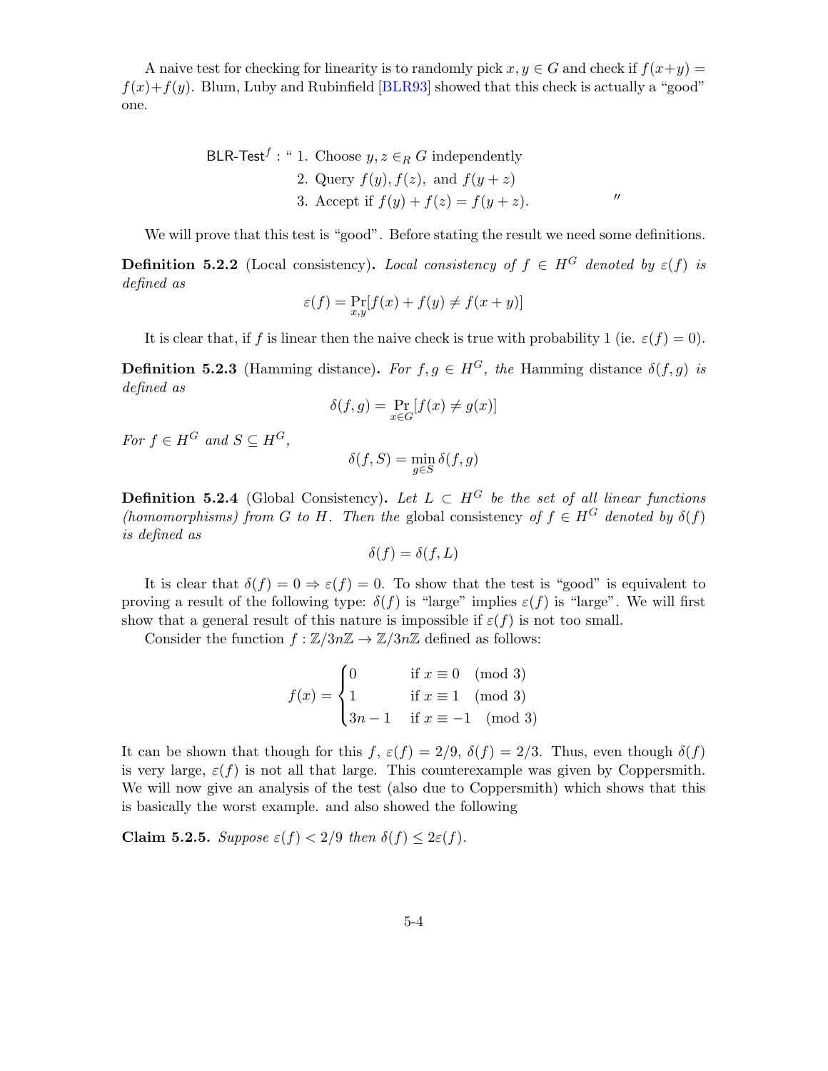A naive test for checking for linearity is to randomly pick $x, y \in G$ and check if $f(x+y) = f(x)+f(y)$. Blum, Luby and Rubinfield [BLR93] showed that this check is actually a "good" one.

$$\begin{aligned}
\textsf{BLR-Test}^f : \text{“ } & 1.\ \text{Choose } y, z \in_R G \text{ independently} \\
& 2.\ \text{Query } f(y), f(z), \text{ and } f(y+z) \\
& 3.\ \text{Accept if } f(y) + f(z) = f(y+z). \qquad \text{”}
\end{aligned}$$

We will prove that this test is "good". Before stating the result we need some definitions.

**Definition 5.2.2** (Local consistency)**.** *Local consistency of $f \in H^G$ denoted by $\varepsilon(f)$ is defined as*

$$\varepsilon(f) = \Pr_{x,y}[f(x) + f(y) \neq f(x+y)]$$

It is clear that, if $f$ is linear then the naive check is true with probability 1 (ie. $\varepsilon(f) = 0$).

**Definition 5.2.3** (Hamming distance)**.** *For $f, g \in H^G$, the* Hamming distance *$\delta(f, g)$ is defined as*

$$\delta(f, g) = \Pr_{x \in G}[f(x) \neq g(x)]$$

*For $f \in H^G$ and $S \subseteq H^G$,*

$$\delta(f, S) = \min_{g \in S} \delta(f, g)$$

**Definition 5.2.4** (Global Consistency)**.** *Let $L \subset H^G$ be the set of all linear functions (homomorphisms) from $G$ to $H$. Then the* global consistency *of $f \in H^G$ denoted by $\delta(f)$ is defined as*

$$\delta(f) = \delta(f, L)$$

It is clear that $\delta(f) = 0 \Rightarrow \varepsilon(f) = 0$. To show that the test is "good" is equivalent to proving a result of the following type: $\delta(f)$ is "large" implies $\varepsilon(f)$ is "large". We will first show that a general result of this nature is impossible if $\varepsilon(f)$ is not too small.

Consider the function $f : \mathbb{Z}/3n\mathbb{Z} \to \mathbb{Z}/3n\mathbb{Z}$ defined as follows:

$$f(x) = \begin{cases} 0 & \text{if } x \equiv 0 \pmod 3 \\ 1 & \text{if } x \equiv 1 \pmod 3 \\ 3n-1 & \text{if } x \equiv -1 \pmod 3 \end{cases}$$

It can be shown that though for this $f$, $\varepsilon(f) = 2/9$, $\delta(f) = 2/3$. Thus, even though $\delta(f)$ is very large, $\varepsilon(f)$ is not all that large. This counterexample was given by Coppersmith. We will now give an analysis of the test (also due to Coppersmith) which shows that this is basically the worst example. and also showed the following

**Claim 5.2.5.** *Suppose $\varepsilon(f) < 2/9$ then $\delta(f) \leq 2\varepsilon(f)$.*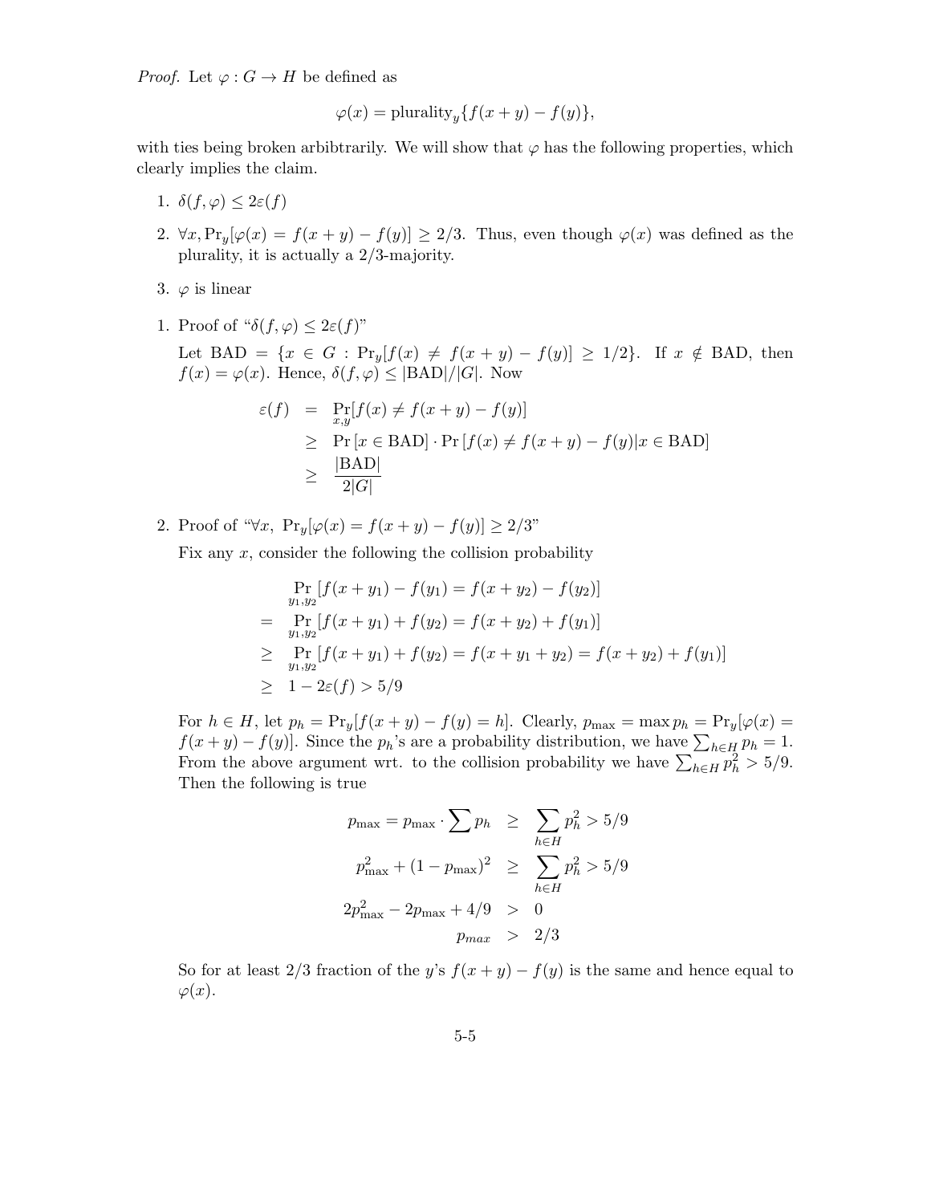*Proof.* Let $\varphi : G \to H$ be defined as

$$\varphi(x) = \text{plurality}_y\{f(x+y) - f(y)\},$$

with ties being broken arbibtrarily. We will show that $\varphi$ has the following properties, which clearly implies the claim.

1. $\delta(f, \varphi) \leq 2\varepsilon(f)$
2. $\forall x, \Pr_y[\varphi(x) = f(x+y) - f(y)] \geq 2/3$. Thus, even though $\varphi(x)$ was defined as the plurality, it is actually a 2/3-majority.
3. $\varphi$ is linear

1. Proof of "$\delta(f, \varphi) \leq 2\varepsilon(f)$"

   Let $\text{BAD} = \{x \in G : \Pr_y[f(x) \neq f(x+y) - f(y)] \geq 1/2\}$. If $x \notin \text{BAD}$, then $f(x) = \varphi(x)$. Hence, $\delta(f, \varphi) \leq |\text{BAD}|/|G|$. Now

$$\begin{aligned}
\varepsilon(f) &= \Pr_{x,y}[f(x) \neq f(x+y) - f(y)] \\
&\geq \Pr[x \in \text{BAD}] \cdot \Pr[f(x) \neq f(x+y) - f(y) | x \in \text{BAD}] \\
&\geq \frac{|\text{BAD}|}{2|G|}
\end{aligned}$$

2. Proof of "$\forall x,\ \Pr_y[\varphi(x) = f(x+y) - f(y)] \geq 2/3$"

   Fix any $x$, consider the following the collision probability

$$\begin{aligned}
& \Pr_{y_1, y_2}[f(x+y_1) - f(y_1) = f(x+y_2) - f(y_2)] \\
= & \Pr_{y_1, y_2}[f(x+y_1) + f(y_2) = f(x+y_2) + f(y_1)] \\
\geq & \Pr_{y_1, y_2}[f(x+y_1) + f(y_2) = f(x+y_1+y_2) = f(x+y_2) + f(y_1)] \\
\geq & 1 - 2\varepsilon(f) > 5/9
\end{aligned}$$

   For $h \in H$, let $p_h = \Pr_y[f(x+y) - f(y) = h]$. Clearly, $p_{\max} = \max p_h = \Pr_y[\varphi(x) = f(x+y) - f(y)]$. Since the $p_h$'s are a probability distribution, we have $\sum_{h \in H} p_h = 1$. From the above argument wrt. to the collision probability we have $\sum_{h \in H} p_h^2 > 5/9$. Then the following is true

$$\begin{aligned}
p_{\max} = p_{\max} \cdot \sum p_h &\geq \sum_{h \in H} p_h^2 > 5/9 \\
p_{\max}^2 + (1 - p_{\max})^2 &\geq \sum_{h \in H} p_h^2 > 5/9 \\
2p_{\max}^2 - 2p_{\max} + 4/9 &> 0 \\
p_{max} &> 2/3
\end{aligned}$$

   So for at least 2/3 fraction of the $y$'s $f(x+y) - f(y)$ is the same and hence equal to $\varphi(x)$.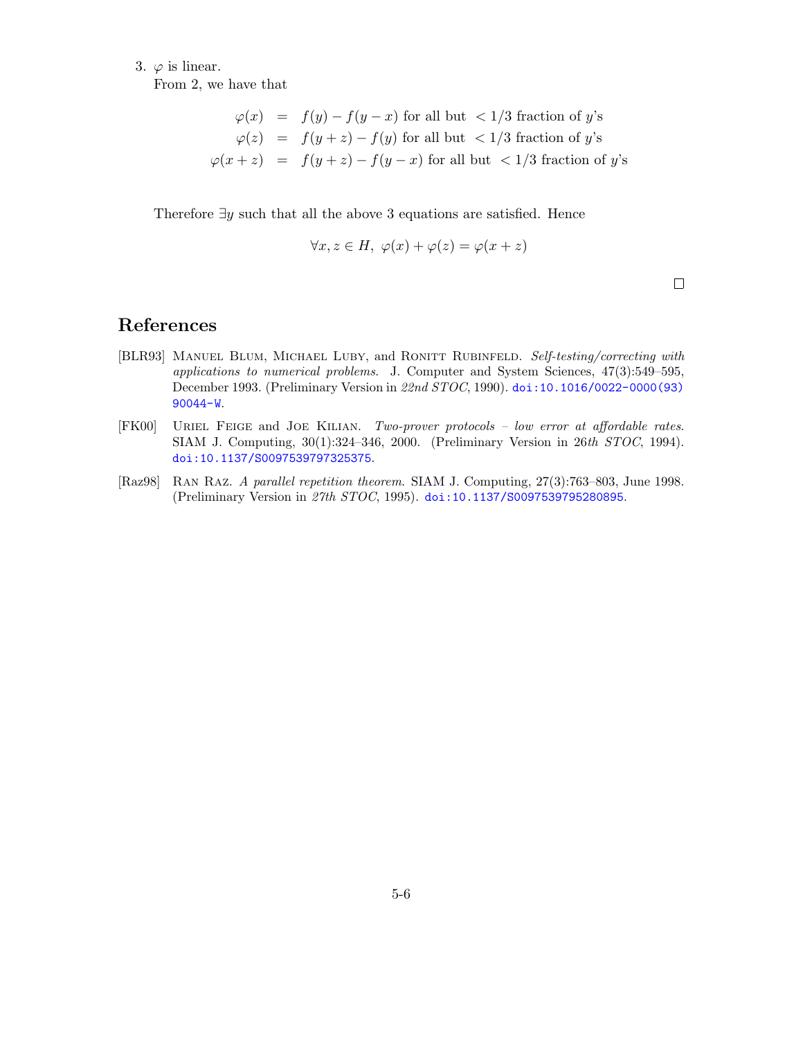3. $\varphi$ is linear.
   From 2, we have that

$$
\begin{aligned}
\varphi(x) &= f(y) - f(y-x) \text{ for all but } < 1/3 \text{ fraction of } y\text{'s} \\
\varphi(z) &= f(y+z) - f(y) \text{ for all but } < 1/3 \text{ fraction of } y\text{'s} \\
\varphi(x+z) &= f(y+z) - f(y-x) \text{ for all but } < 1/3 \text{ fraction of } y\text{'s}
\end{aligned}
$$

   Therefore $\exists y$ such that all the above 3 equations are satisfied. Hence

$$\forall x, z \in H,\ \varphi(x) + \varphi(z) = \varphi(x+z)$$

□

## References

[BLR93] Manuel Blum, Michael Luby, and Ronitt Rubinfeld. *Self-testing/correcting with applications to numerical problems*. J. Computer and System Sciences, 47(3):549–595, December 1993. (Preliminary Version in *22nd STOC*, 1990). doi:10.1016/0022-0000(93)90044-W.

[FK00] Uriel Feige and Joe Kilian. *Two-prover protocols – low error at affordable rates*. SIAM J. Computing, 30(1):324–346, 2000. (Preliminary Version in 26*th STOC*, 1994). doi:10.1137/S0097539797325375.

[Raz98] Ran Raz. *A parallel repetition theorem*. SIAM J. Computing, 27(3):763–803, June 1998. (Preliminary Version in *27th STOC*, 1995). doi:10.1137/S0097539795280895.